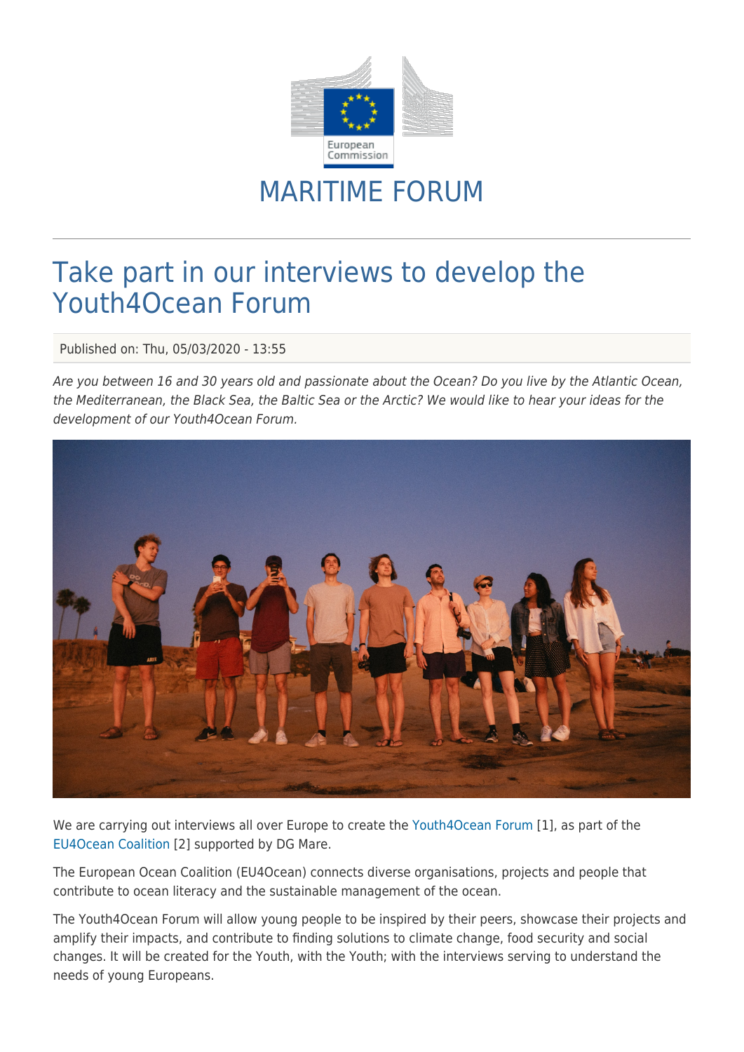# MARITIME FORUM

## Take part in our interviews to develop the Youth4Ocean Forum

Published on: Thu, 05/03/2020 - 13:55

*Are you between 16 and 30 years old and passionate about the Ocean? Do you live by the Atlantic Ocean, the Mediterranean, the Black Sea, the Baltic Sea or the Arctic? We would like to hear your ideas for the development of our Youth4Ocean Forum.*

We are carrying out interviews all over Europe to create the Youth4Ocean Forum [1], as part of the EU4Ocean Coalition [2] supported by DG Mare.

The European Ocean Coalition (EU4Ocean) connects diverse organisations, projects and people that contribute to ocean literacy and the sustainable management of the ocean.

The Youth4Ocean Forum will allow young people to be inspired by their peers, showcase their projects and amplify their impacts, and contribute to finding solutions to climate change, food security and social changes. It will be created for the Youth, with the Youth; with the interviews serving to understand the needs of young Europeans.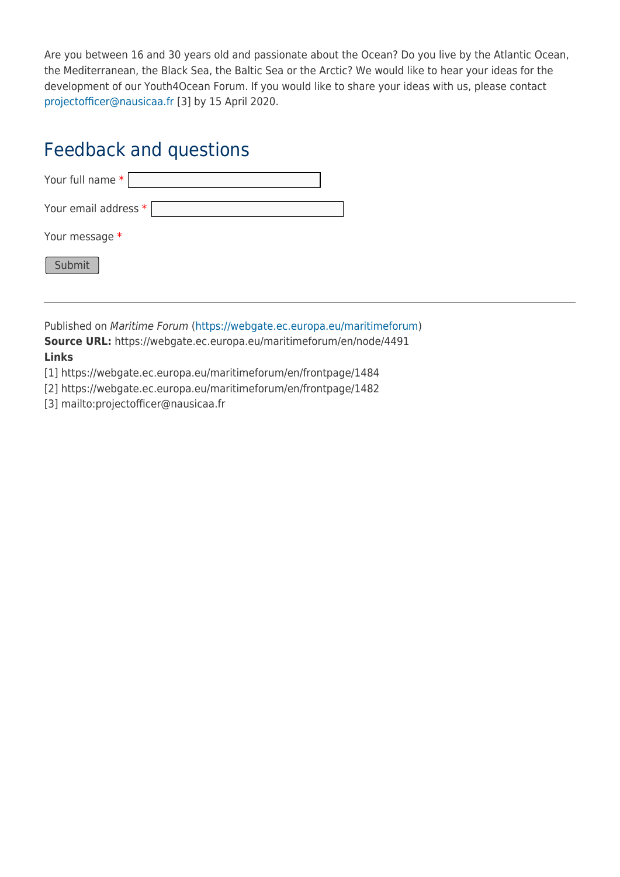Are you between 16 and 30 years old and passionate about the Ocean? Do you live by the Atlantic Ocean, the Mediterranean, the Black Sea, the Baltic Sea or the Arctic? We would like to hear your ideas for the development of our Youth4Ocean Forum. If you would like to share your ideas with us, please contact projectofficer@nausicaa.fr [3] by 15 April 2020.

## Feedback and questions

Your full name *

Your email address *

Your message *

Submit

---

Published on *Maritime Forum* (https://webgate.ec.europa.eu/maritimeforum)
**Source URL:** https://webgate.ec.europa.eu/maritimeforum/en/node/4491
**Links**
[1] https://webgate.ec.europa.eu/maritimeforum/en/frontpage/1484
[2] https://webgate.ec.europa.eu/maritimeforum/en/frontpage/1482
[3] mailto:projectofficer@nausicaa.fr